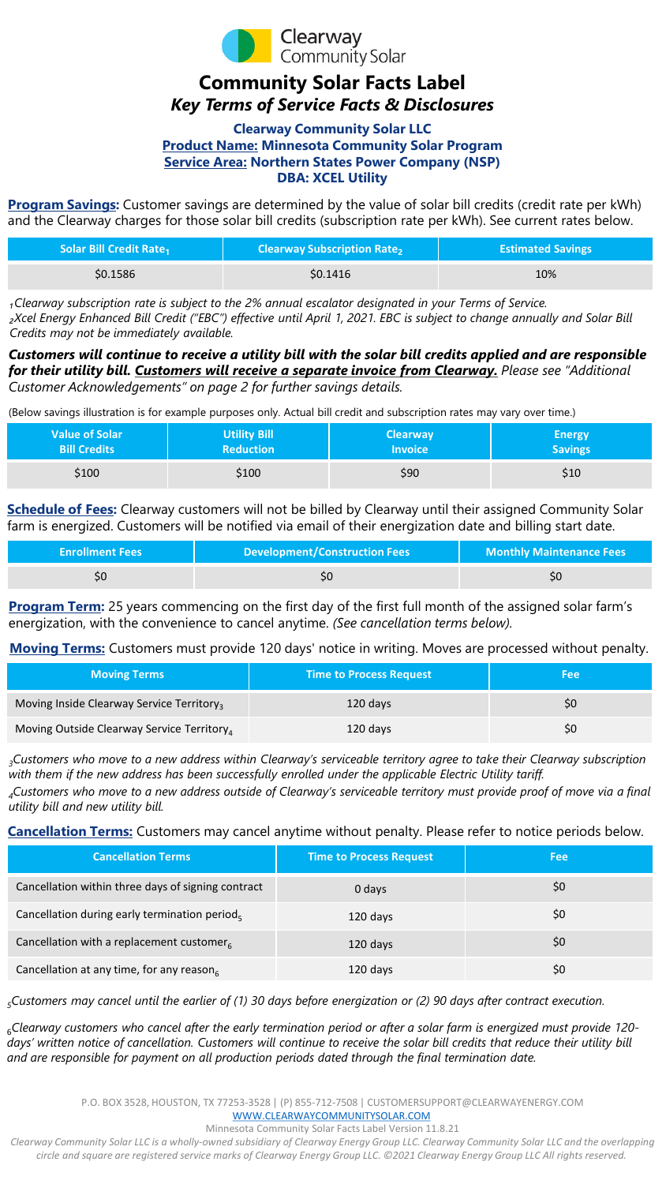Clearway Community Solar

# Community Solar Facts Label

## *Key Terms of Service Facts & Disclosures*

**Clearway Community Solar LLC**
**Product Name: Minnesota Community Solar Program**
**Service Area: Northern States Power Company (NSP)**
**DBA: XCEL Utility**

**Program Savings:** Customer savings are determined by the value of solar bill credits (credit rate per kWh) and the Clearway charges for those solar bill credits (subscription rate per kWh). See current rates below.

| Solar Bill Credit Rate[1] | Clearway Subscription Rate[2] | Estimated Savings |
|---|---|---|
| $0.1586 | $0.1416 | 10% |

*[1]Clearway subscription rate is subject to the 2% annual escalator designated in your Terms of Service.*
*[2]Xcel Energy Enhanced Bill Credit ("EBC") effective until April 1, 2021. EBC is subject to change annually and Solar Bill Credits may not be immediately available.*

***Customers will continue to receive a utility bill with the solar bill credits applied and are responsible for their utility bill. Customers will receive a separate invoice from Clearway.*** *Please see "Additional Customer Acknowledgements" on page 2 for further savings details.*

(Below savings illustration is for example purposes only. Actual bill credit and subscription rates may vary over time.)

| Value of Solar Bill Credits | Utility Bill Reduction | Clearway Invoice | Energy Savings |
|---|---|---|---|
| $100 | $100 | $90 | $10 |

**Schedule of Fees:** Clearway customers will not be billed by Clearway until their assigned Community Solar farm is energized. Customers will be notified via email of their energization date and billing start date.

| Enrollment Fees | Development/Construction Fees | Monthly Maintenance Fees |
|---|---|---|
| $0 | $0 | $0 |

**Program Term:** 25 years commencing on the first day of the first full month of the assigned solar farm's energization, with the convenience to cancel anytime. *(See cancellation terms below).*

**Moving Terms:** Customers must provide 120 days' notice in writing. Moves are processed without penalty.

| Moving Terms | Time to Process Request | Fee |
|---|---|---|
| Moving Inside Clearway Service Territory[3] | 120 days | $0 |
| Moving Outside Clearway Service Territory[4] | 120 days | $0 |

*[3]Customers who move to a new address within Clearway's serviceable territory agree to take their Clearway subscription with them if the new address has been successfully enrolled under the applicable Electric Utility tariff.*
*[4]Customers who move to a new address outside of Clearway's serviceable territory must provide proof of move via a final utility bill and new utility bill.*

**Cancellation Terms:** Customers may cancel anytime without penalty. Please refer to notice periods below.

| Cancellation Terms | Time to Process Request | Fee |
|---|---|---|
| Cancellation within three days of signing contract | 0 days | $0 |
| Cancellation during early termination period[5] | 120 days | $0 |
| Cancellation with a replacement customer[6] | 120 days | $0 |
| Cancellation at any time, for any reason[6] | 120 days | $0 |

*[5]Customers may cancel until the earlier of (1) 30 days before energization or (2) 90 days after contract execution.*

*[6]Clearway customers who cancel after the early termination period or after a solar farm is energized must provide 120-days' written notice of cancellation. Customers will continue to receive the solar bill credits that reduce their utility bill and are responsible for payment on all production periods dated through the final termination date.*

P.O. BOX 3528, HOUSTON, TX 77253-3528 | (P) 855-712-7508 | CUSTOMERSUPPORT@CLEARWAYENERGY.COM
WWW.CLEARWAYCOMMUNITYSOLAR.COM
Minnesota Community Solar Facts Label Version 11.8.21
*Clearway Community Solar LLC is a wholly-owned subsidiary of Clearway Energy Group LLC. Clearway Community Solar LLC and the overlapping circle and square are registered service marks of Clearway Energy Group LLC. ©2021 Clearway Energy Group LLC All rights reserved.*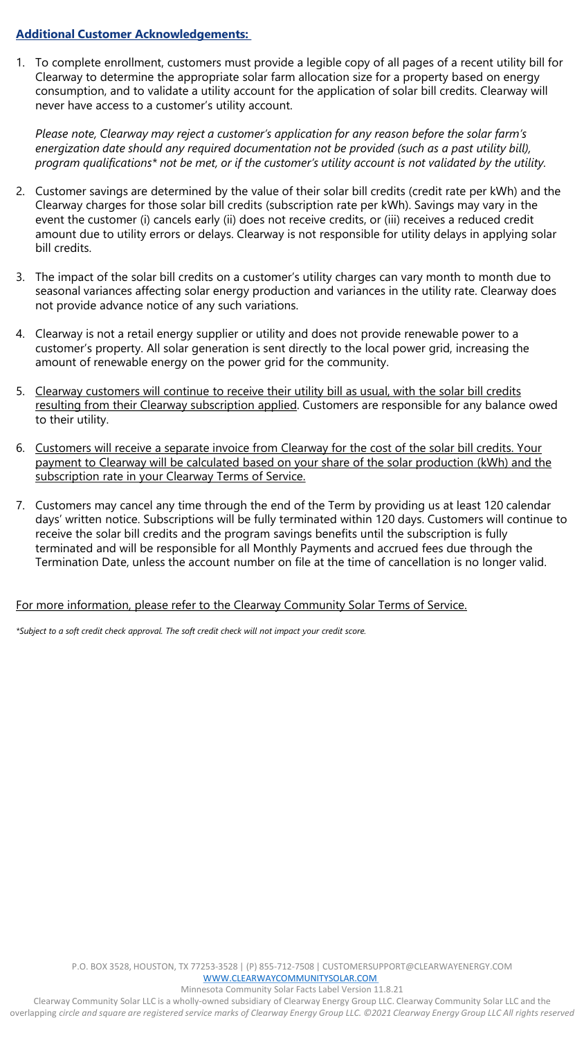## Additional Customer Acknowledgements:

1. To complete enrollment, customers must provide a legible copy of all pages of a recent utility bill for Clearway to determine the appropriate solar farm allocation size for a property based on energy consumption, and to validate a utility account for the application of solar bill credits. Clearway will never have access to a customer's utility account.

   *Please note, Clearway may reject a customer's application for any reason before the solar farm's energization date should any required documentation not be provided (such as a past utility bill), program qualifications\* not be met, or if the customer's utility account is not validated by the utility.*

2. Customer savings are determined by the value of their solar bill credits (credit rate per kWh) and the Clearway charges for those solar bill credits (subscription rate per kWh). Savings may vary in the event the customer (i) cancels early (ii) does not receive credits, or (iii) receives a reduced credit amount due to utility errors or delays. Clearway is not responsible for utility delays in applying solar bill credits.

3. The impact of the solar bill credits on a customer's utility charges can vary month to month due to seasonal variances affecting solar energy production and variances in the utility rate. Clearway does not provide advance notice of any such variations.

4. Clearway is not a retail energy supplier or utility and does not provide renewable power to a customer's property. All solar generation is sent directly to the local power grid, increasing the amount of renewable energy on the power grid for the community.

5. Clearway customers will continue to receive their utility bill as usual, with the solar bill credits resulting from their Clearway subscription applied. Customers are responsible for any balance owed to their utility.

6. Customers will receive a separate invoice from Clearway for the cost of the solar bill credits. Your payment to Clearway will be calculated based on your share of the solar production (kWh) and the subscription rate in your Clearway Terms of Service.

7. Customers may cancel any time through the end of the Term by providing us at least 120 calendar days' written notice. Subscriptions will be fully terminated within 120 days. Customers will continue to receive the solar bill credits and the program savings benefits until the subscription is fully terminated and will be responsible for all Monthly Payments and accrued fees due through the Termination Date, unless the account number on file at the time of cancellation is no longer valid.

For more information, please refer to the Clearway Community Solar Terms of Service.

*\*Subject to a soft credit check approval. The soft credit check will not impact your credit score.*

P.O. BOX 3528, HOUSTON, TX 77253-3528 | (P) 855-712-7508 | CUSTOMERSUPPORT@CLEARWAYENERGY.COM
WWW.CLEARWAYCOMMUNITYSOLAR.COM
Minnesota Community Solar Facts Label Version 11.8.21

Clearway Community Solar LLC is a wholly-owned subsidiary of Clearway Energy Group LLC. Clearway Community Solar LLC and the overlapping *circle and square are registered service marks of Clearway Energy Group LLC. ©2021 Clearway Energy Group LLC All rights reserved*